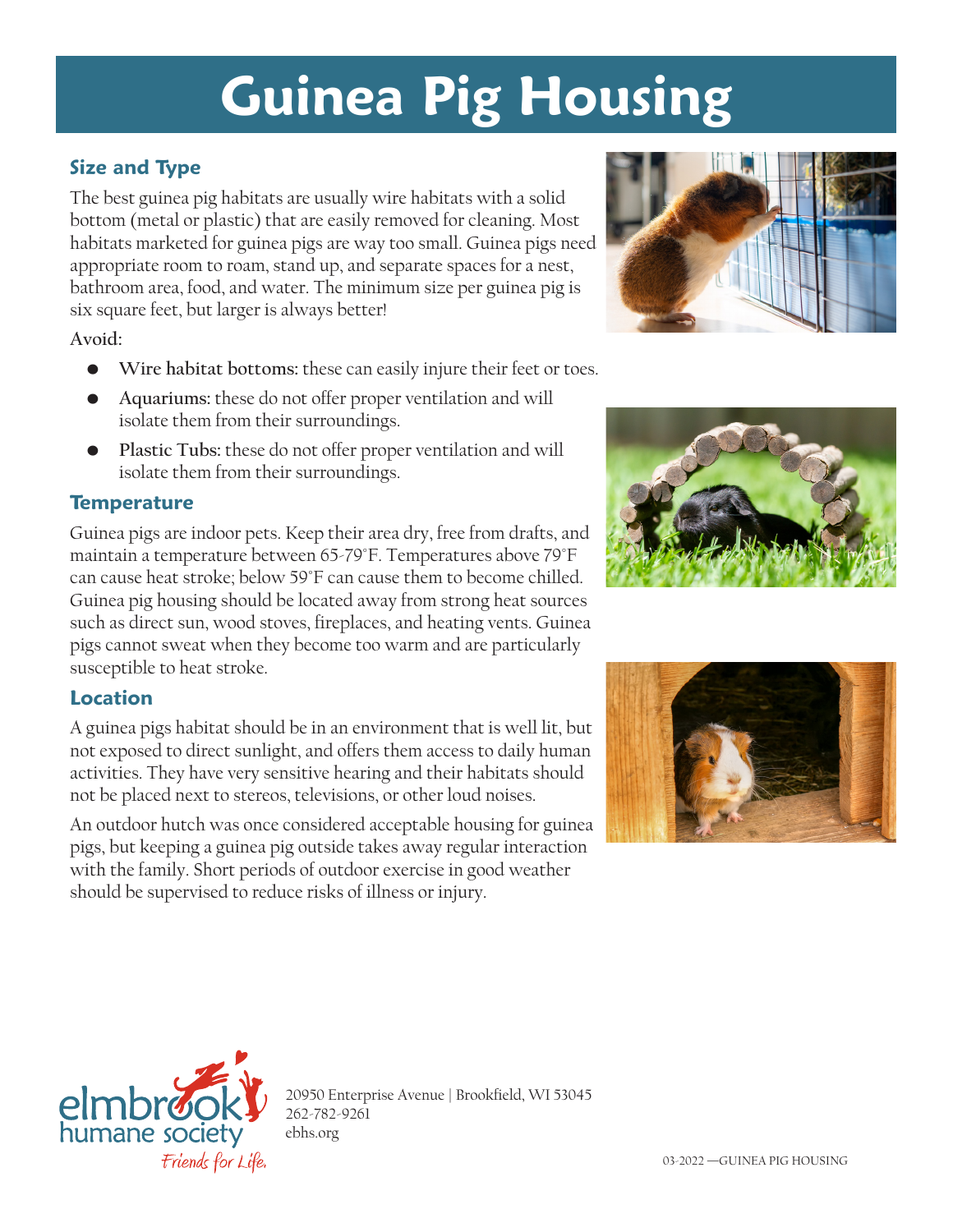# Guinea Pig Housing

## Size and Type

The best guinea pig habitats are usually wire habitats with a solid bottom (metal or plastic) that are easily removed for cleaning. Most habitats marketed for guinea pigs are way too small. Guinea pigs need appropriate room to roam, stand up, and separate spaces for a nest, bathroom area, food, and water. The minimum size per guinea pig is six square feet, but larger is always better!

**Avoid:**

- **Wire habitat bottoms:** these can easily injure their feet or toes.
- **Aquariums:** these do not offer proper ventilation and will isolate them from their surroundings.
- **Plastic Tubs:** these do not offer proper ventilation and will isolate them from their surroundings.

## Temperature

Guinea pigs are indoor pets. Keep their area dry, free from drafts, and maintain a temperature between 65-79°F. Temperatures above 79°F can cause heat stroke; below 59°F can cause them to become chilled. Guinea pig housing should be located away from strong heat sources such as direct sun, wood stoves, fireplaces, and heating vents. Guinea pigs cannot sweat when they become too warm and are particularly susceptible to heat stroke.

## Location

A guinea pigs habitat should be in an environment that is well lit, but not exposed to direct sunlight, and offers them access to daily human activities. They have very sensitive hearing and their habitats should not be placed next to stereos, televisions, or other loud noises.

An outdoor hutch was once considered acceptable housing for guinea pigs, but keeping a guinea pig outside takes away regular interaction with the family. Short periods of outdoor exercise in good weather should be supervised to reduce risks of illness or injury.

elmbrook humane society
*Friends for Life.*

20950 Enterprise Avenue | Brookfield, WI 53045
262-782-9261
ebhs.org

03-2022 —GUINEA PIG HOUSING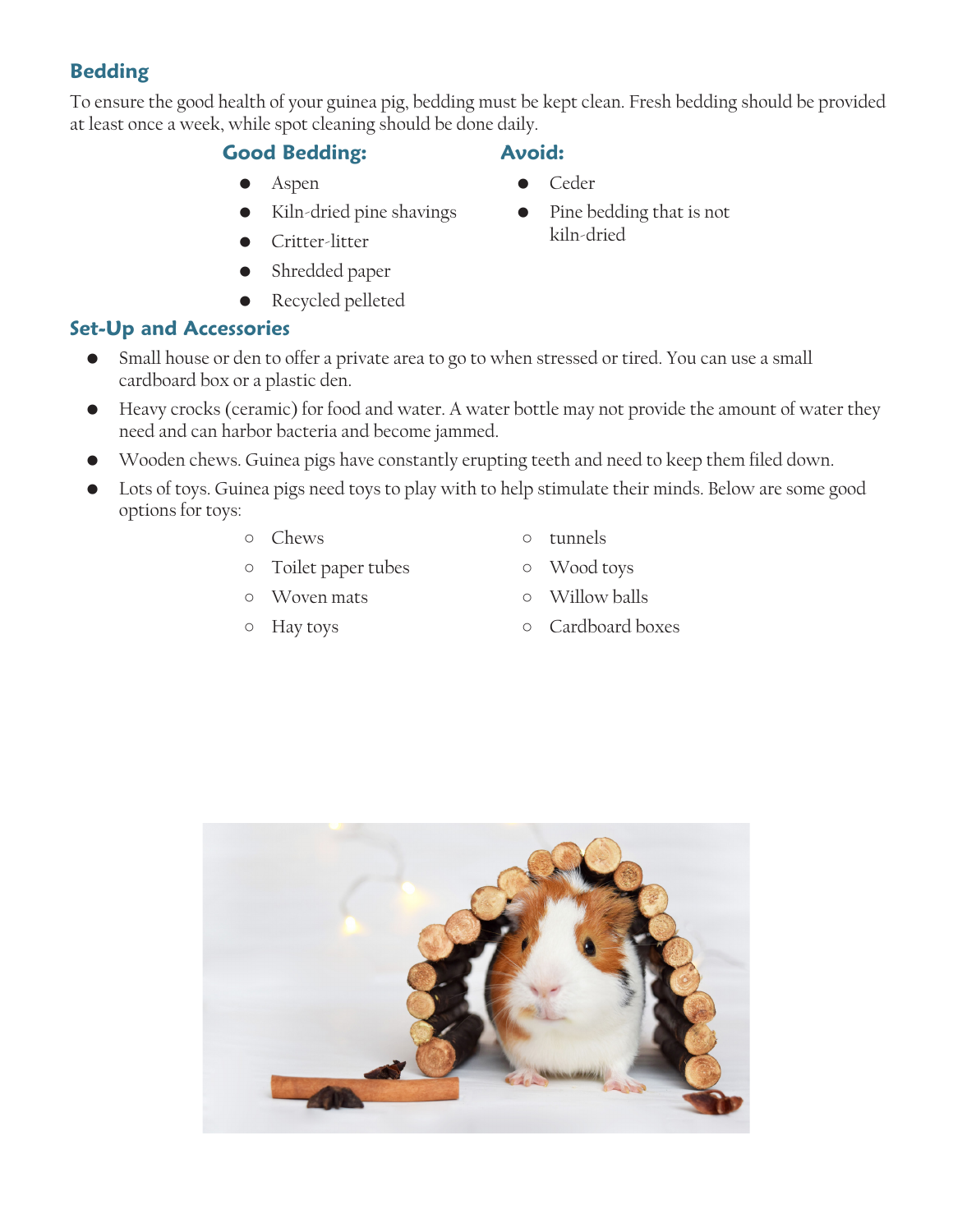## Bedding

To ensure the good health of your guinea pig, bedding must be kept clean. Fresh bedding should be provided at least once a week, while spot cleaning should be done daily.

### Good Bedding:

- Aspen
- Kiln-dried pine shavings
- Critter-litter
- Shredded paper
- Recycled pelleted

### Avoid:

- Ceder
- Pine bedding that is not kiln-dried

## Set-Up and Accessories

- Small house or den to offer a private area to go to when stressed or tired. You can use a small cardboard box or a plastic den.
- Heavy crocks (ceramic) for food and water. A water bottle may not provide the amount of water they need and can harbor bacteria and become jammed.
- Wooden chews. Guinea pigs have constantly erupting teeth and need to keep them filed down.
- Lots of toys. Guinea pigs need toys to play with to help stimulate their minds. Below are some good options for toys:
  - Chews
  - Toilet paper tubes
  - Woven mats
  - Hay toys
  - tunnels
  - Wood toys
  - Willow balls
  - Cardboard boxes